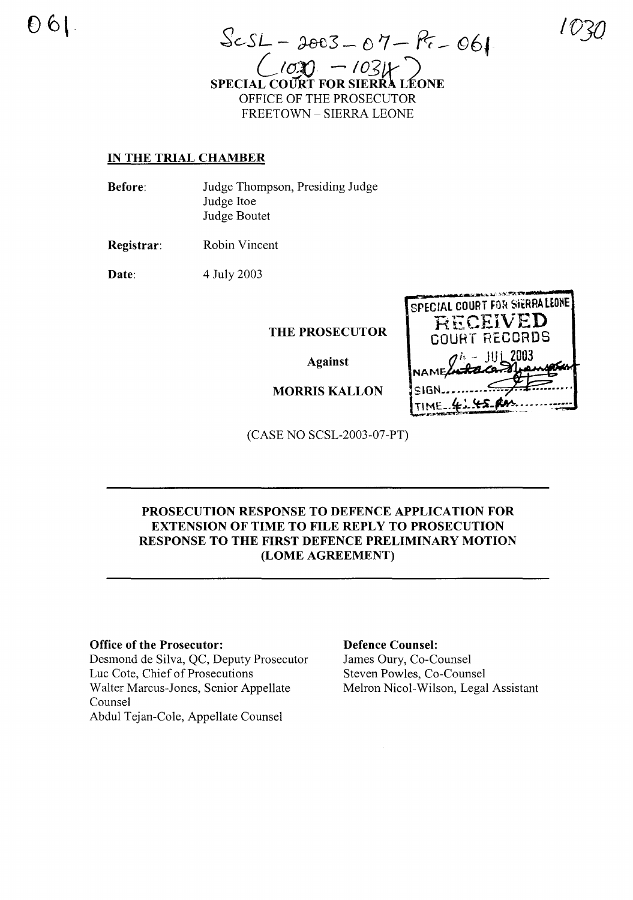061

SCSL – 2003 – 07 – PT – 061
(1030 – 1034)

1030

SPECIAL COURT FOR SIERRA LEONE
OFFICE OF THE PROSECUTOR
FREETOWN – SIERRA LEONE

**IN THE TRIAL CHAMBER**

**Before:** Judge Thompson, Presiding Judge
Judge Itoe
Judge Boutet

**Registrar:** Robin Vincent

**Date:** 4 July 2003

SPECIAL COURT FOR SIERRA LEONE
RECEIVED
COURT RECORDS
04 - JUL 2003
NAME
SIGN
TIME 4:45 pm

**THE PROSECUTOR**

**Against**

**MORRIS KALLON**

(CASE NO SCSL-2003-07-PT)

**PROSECUTION RESPONSE TO DEFENCE APPLICATION FOR EXTENSION OF TIME TO FILE REPLY TO PROSECUTION RESPONSE TO THE FIRST DEFENCE PRELIMINARY MOTION (LOME AGREEMENT)**

**Office of the Prosecutor:**
Desmond de Silva, QC, Deputy Prosecutor
Luc Cote, Chief of Prosecutions
Walter Marcus-Jones, Senior Appellate Counsel
Abdul Tejan-Cole, Appellate Counsel

**Defence Counsel:**
James Oury, Co-Counsel
Steven Powles, Co-Counsel
Melron Nicol-Wilson, Legal Assistant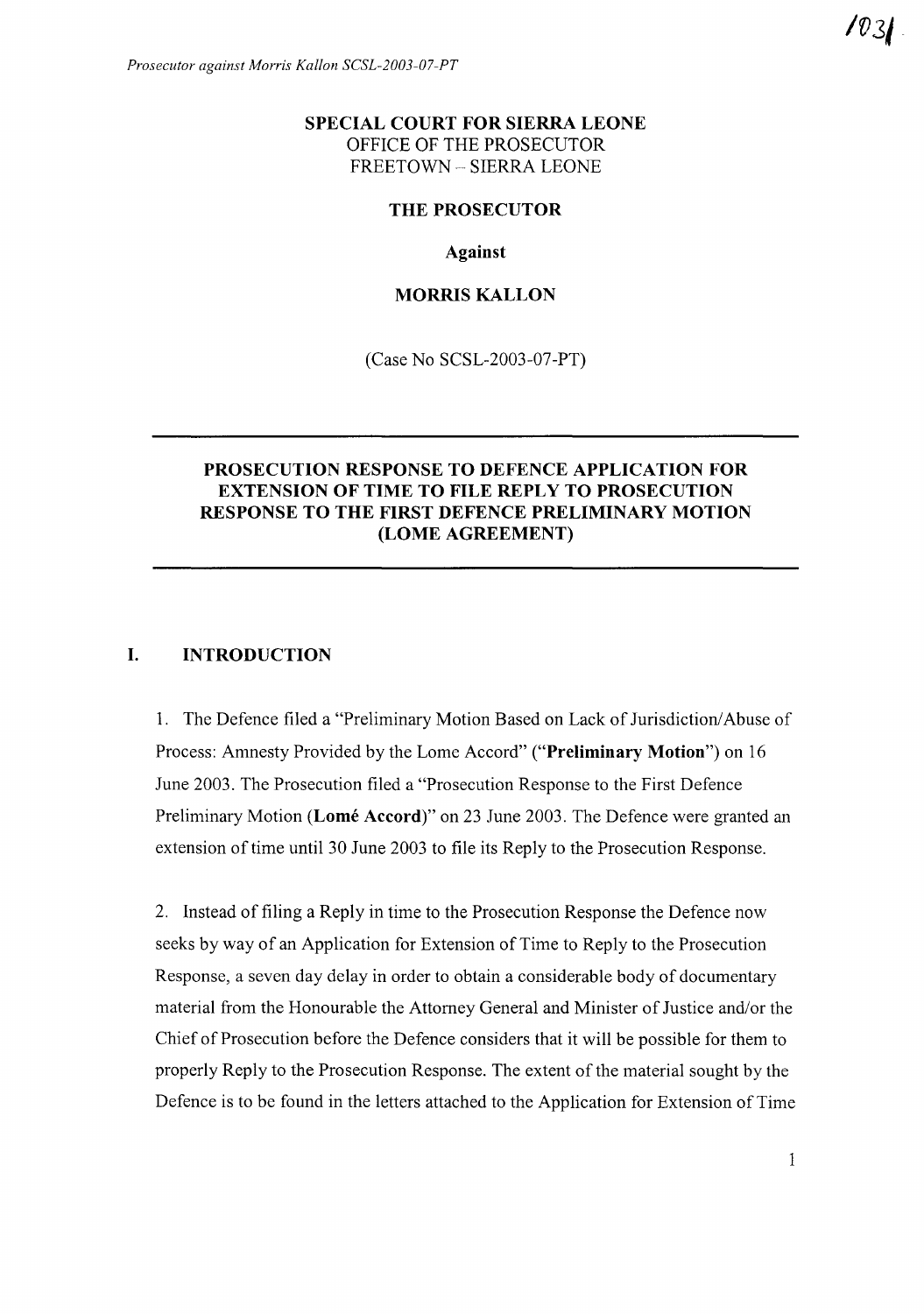**SPECIAL COURT FOR SIERRA LEONE**
OFFICE OF THE PROSECUTOR
FREETOWN – SIERRA LEONE

**THE PROSECUTOR**

**Against**

**MORRIS KALLON**

(Case No SCSL-2003-07-PT)

---

**PROSECUTION RESPONSE TO DEFENCE APPLICATION FOR EXTENSION OF TIME TO FILE REPLY TO PROSECUTION RESPONSE TO THE FIRST DEFENCE PRELIMINARY MOTION (LOME AGREEMENT)**

---

## I. INTRODUCTION

1. The Defence filed a "Preliminary Motion Based on Lack of Jurisdiction/Abuse of Process: Amnesty Provided by the Lome Accord" ("**Preliminary Motion**") on 16 June 2003. The Prosecution filed a "Prosecution Response to the First Defence Preliminary Motion (**Lomé Accord**)" on 23 June 2003. The Defence were granted an extension of time until 30 June 2003 to file its Reply to the Prosecution Response.

2. Instead of filing a Reply in time to the Prosecution Response the Defence now seeks by way of an Application for Extension of Time to Reply to the Prosecution Response, a seven day delay in order to obtain a considerable body of documentary material from the Honourable the Attorney General and Minister of Justice and/or the Chief of Prosecution before the Defence considers that it will be possible for them to properly Reply to the Prosecution Response. The extent of the material sought by the Defence is to be found in the letters attached to the Application for Extension of Time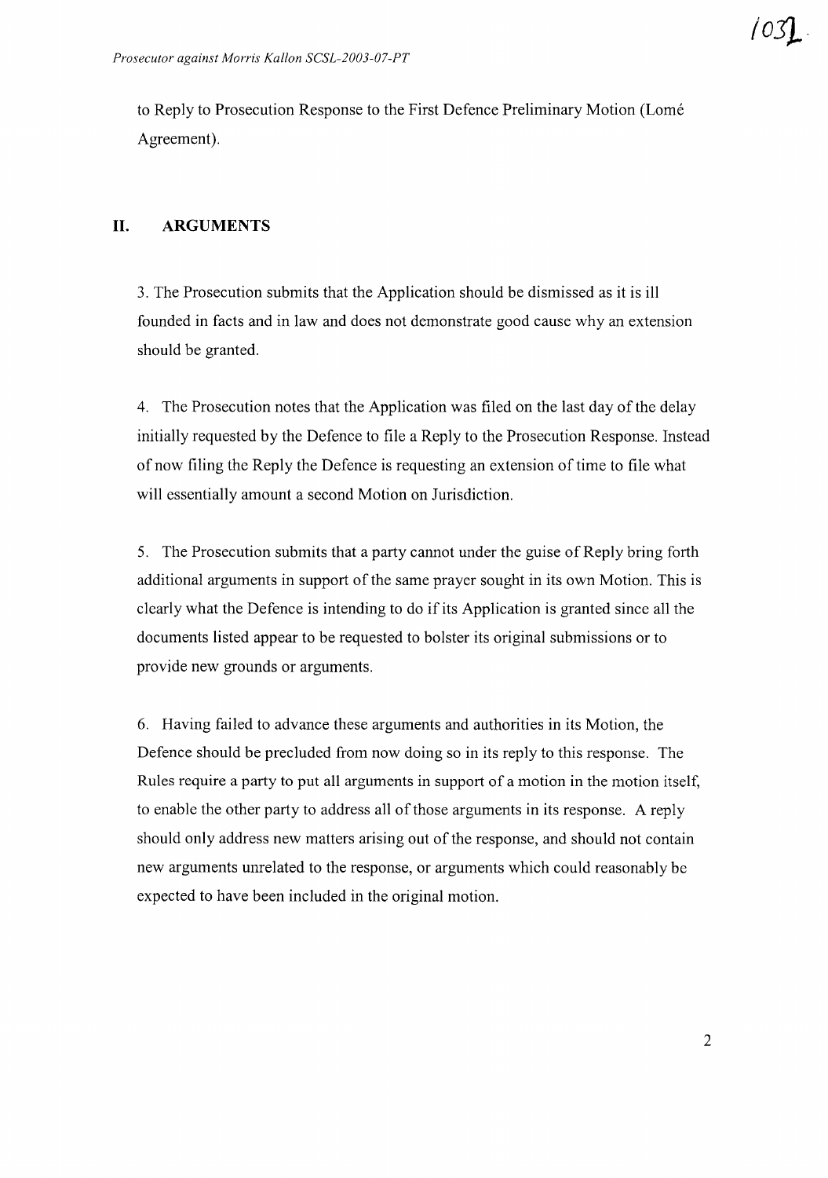to Reply to Prosecution Response to the First Defence Preliminary Motion (Lomé Agreement).

## II. ARGUMENTS

3. The Prosecution submits that the Application should be dismissed as it is ill founded in facts and in law and does not demonstrate good cause why an extension should be granted.

4. The Prosecution notes that the Application was filed on the last day of the delay initially requested by the Defence to file a Reply to the Prosecution Response. Instead of now filing the Reply the Defence is requesting an extension of time to file what will essentially amount a second Motion on Jurisdiction.

5. The Prosecution submits that a party cannot under the guise of Reply bring forth additional arguments in support of the same prayer sought in its own Motion. This is clearly what the Defence is intending to do if its Application is granted since all the documents listed appear to be requested to bolster its original submissions or to provide new grounds or arguments.

6. Having failed to advance these arguments and authorities in its Motion, the Defence should be precluded from now doing so in its reply to this response. The Rules require a party to put all arguments in support of a motion in the motion itself, to enable the other party to address all of those arguments in its response. A reply should only address new matters arising out of the response, and should not contain new arguments unrelated to the response, or arguments which could reasonably be expected to have been included in the original motion.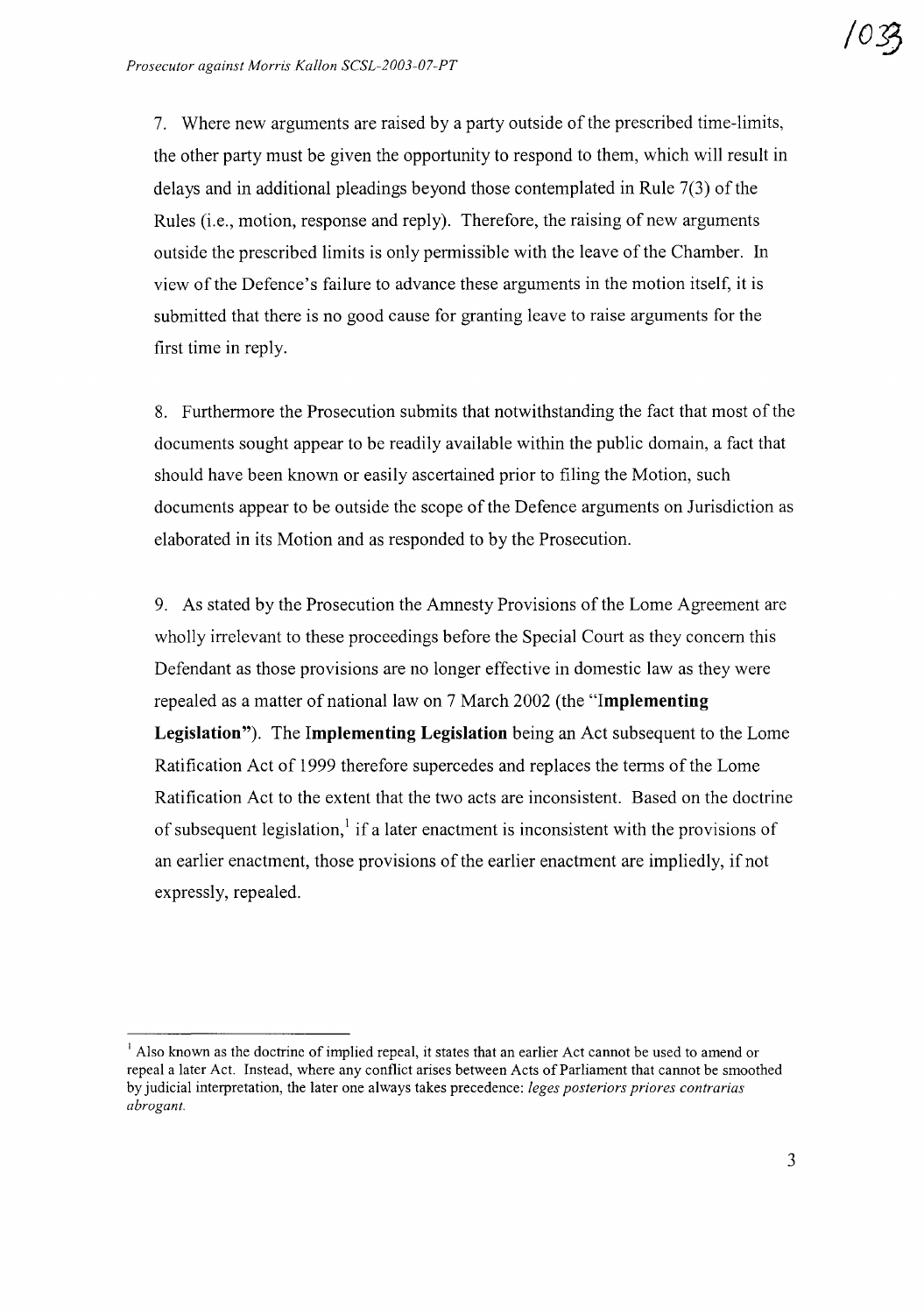7. Where new arguments are raised by a party outside of the prescribed time-limits, the other party must be given the opportunity to respond to them, which will result in delays and in additional pleadings beyond those contemplated in Rule 7(3) of the Rules (i.e., motion, response and reply). Therefore, the raising of new arguments outside the prescribed limits is only permissible with the leave of the Chamber. In view of the Defence's failure to advance these arguments in the motion itself, it is submitted that there is no good cause for granting leave to raise arguments for the first time in reply.

8. Furthermore the Prosecution submits that notwithstanding the fact that most of the documents sought appear to be readily available within the public domain, a fact that should have been known or easily ascertained prior to filing the Motion, such documents appear to be outside the scope of the Defence arguments on Jurisdiction as elaborated in its Motion and as responded to by the Prosecution.

9. As stated by the Prosecution the Amnesty Provisions of the Lome Agreement are wholly irrelevant to these proceedings before the Special Court as they concern this Defendant as those provisions are no longer effective in domestic law as they were repealed as a matter of national law on 7 March 2002 (the "**Implementing Legislation**"). The **Implementing Legislation** being an Act subsequent to the Lome Ratification Act of 1999 therefore supercedes and replaces the terms of the Lome Ratification Act to the extent that the two acts are inconsistent. Based on the doctrine of subsequent legislation,[1] if a later enactment is inconsistent with the provisions of an earlier enactment, those provisions of the earlier enactment are impliedly, if not expressly, repealed.

[1] Also known as the doctrine of implied repeal, it states that an earlier Act cannot be used to amend or repeal a later Act. Instead, where any conflict arises between Acts of Parliament that cannot be smoothed by judicial interpretation, the later one always takes precedence: *leges posteriors priores contrarias abrogant.*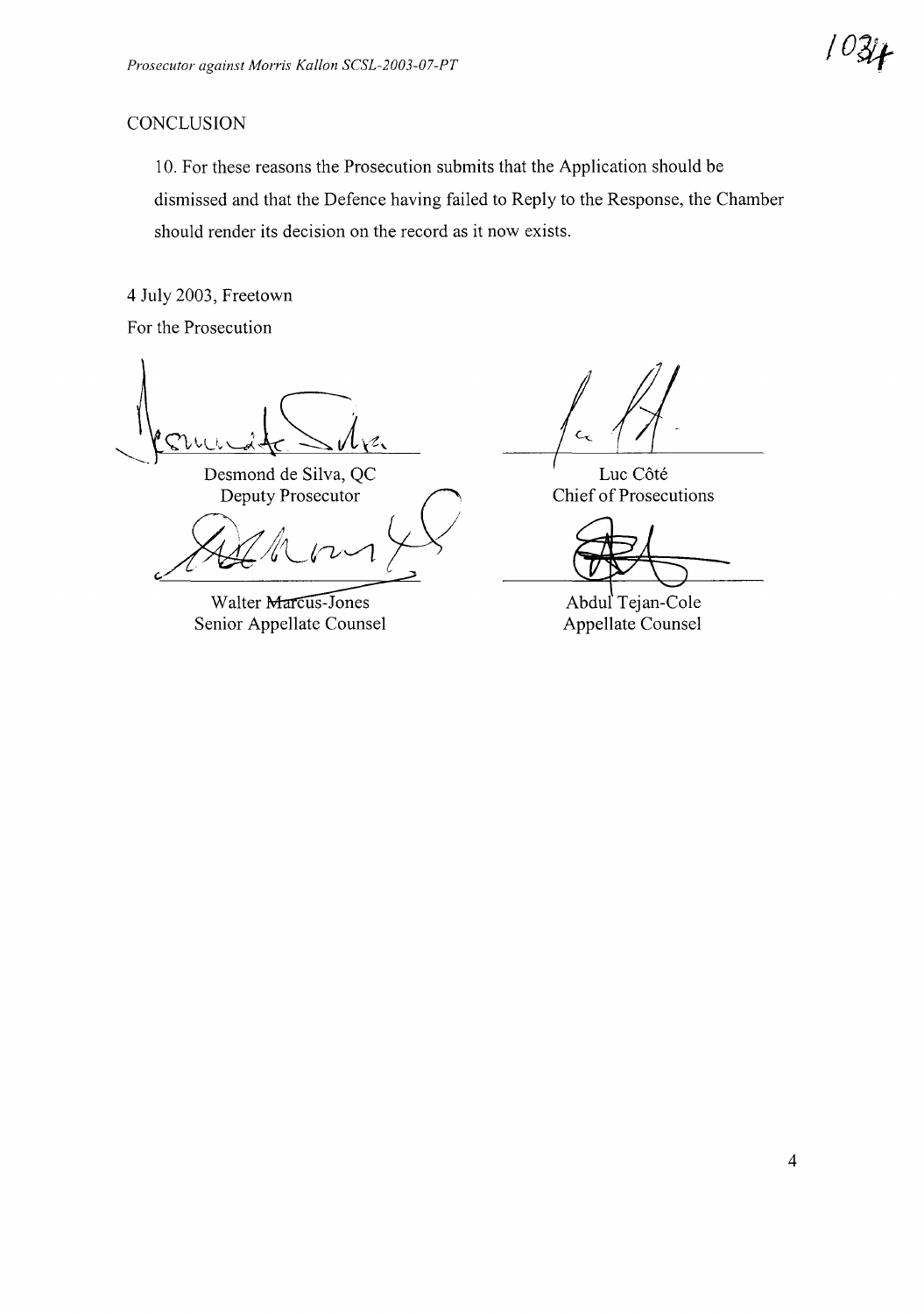## CONCLUSION

10. For these reasons the Prosecution submits that the Application should be dismissed and that the Defence having failed to Reply to the Response, the Chamber should render its decision on the record as it now exists.

4 July 2003, Freetown

For the Prosecution

Desmond de Silva, QC
Deputy Prosecutor

Luc Côté
Chief of Prosecutions

Walter Marcus-Jones
Senior Appellate Counsel

Abdul Tejan-Cole
Appellate Counsel